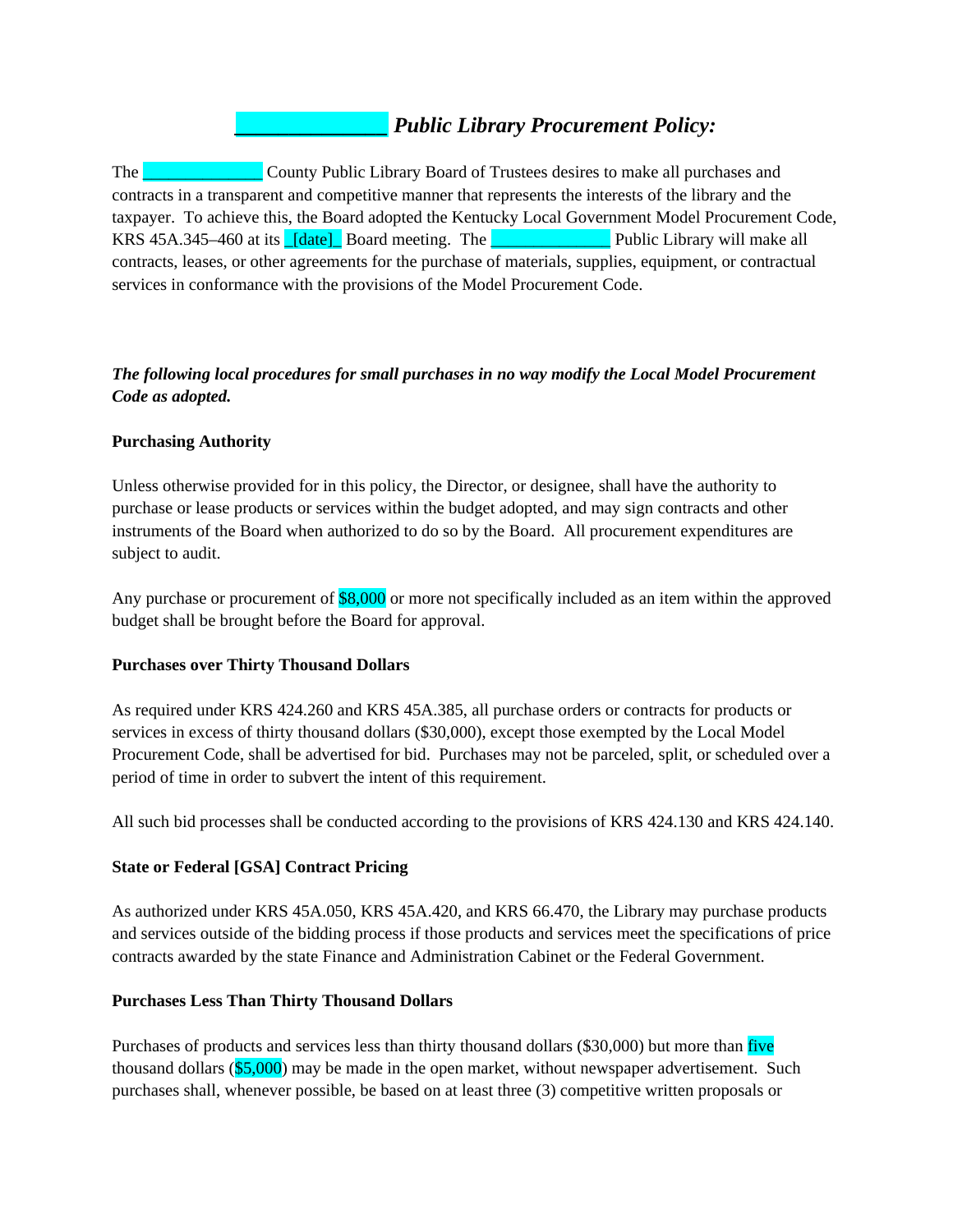# _____________ *Public Library Procurement Policy:*

The _____________ County Public Library Board of Trustees desires to make all purchases and contracts in a transparent and competitive manner that represents the interests of the library and the taxpayer. To achieve this, the Board adopted the Kentucky Local Government Model Procurement Code, KRS 45A.345–460 at its _[date]_ Board meeting. The _____________ Public Library will make all contracts, leases, or other agreements for the purchase of materials, supplies, equipment, or contractual services in conformance with the provisions of the Model Procurement Code.

***The following local procedures for small purchases in no way modify the Local Model Procurement Code as adopted.***

**Purchasing Authority**

Unless otherwise provided for in this policy, the Director, or designee, shall have the authority to purchase or lease products or services within the budget adopted, and may sign contracts and other instruments of the Board when authorized to do so by the Board. All procurement expenditures are subject to audit.

Any purchase or procurement of $8,000 or more not specifically included as an item within the approved budget shall be brought before the Board for approval.

**Purchases over Thirty Thousand Dollars**

As required under KRS 424.260 and KRS 45A.385, all purchase orders or contracts for products or services in excess of thirty thousand dollars ($30,000), except those exempted by the Local Model Procurement Code, shall be advertised for bid. Purchases may not be parceled, split, or scheduled over a period of time in order to subvert the intent of this requirement.

All such bid processes shall be conducted according to the provisions of KRS 424.130 and KRS 424.140.

**State or Federal [GSA] Contract Pricing**

As authorized under KRS 45A.050, KRS 45A.420, and KRS 66.470, the Library may purchase products and services outside of the bidding process if those products and services meet the specifications of price contracts awarded by the state Finance and Administration Cabinet or the Federal Government.

**Purchases Less Than Thirty Thousand Dollars**

Purchases of products and services less than thirty thousand dollars ($30,000) but more than five thousand dollars ($5,000) may be made in the open market, without newspaper advertisement. Such purchases shall, whenever possible, be based on at least three (3) competitive written proposals or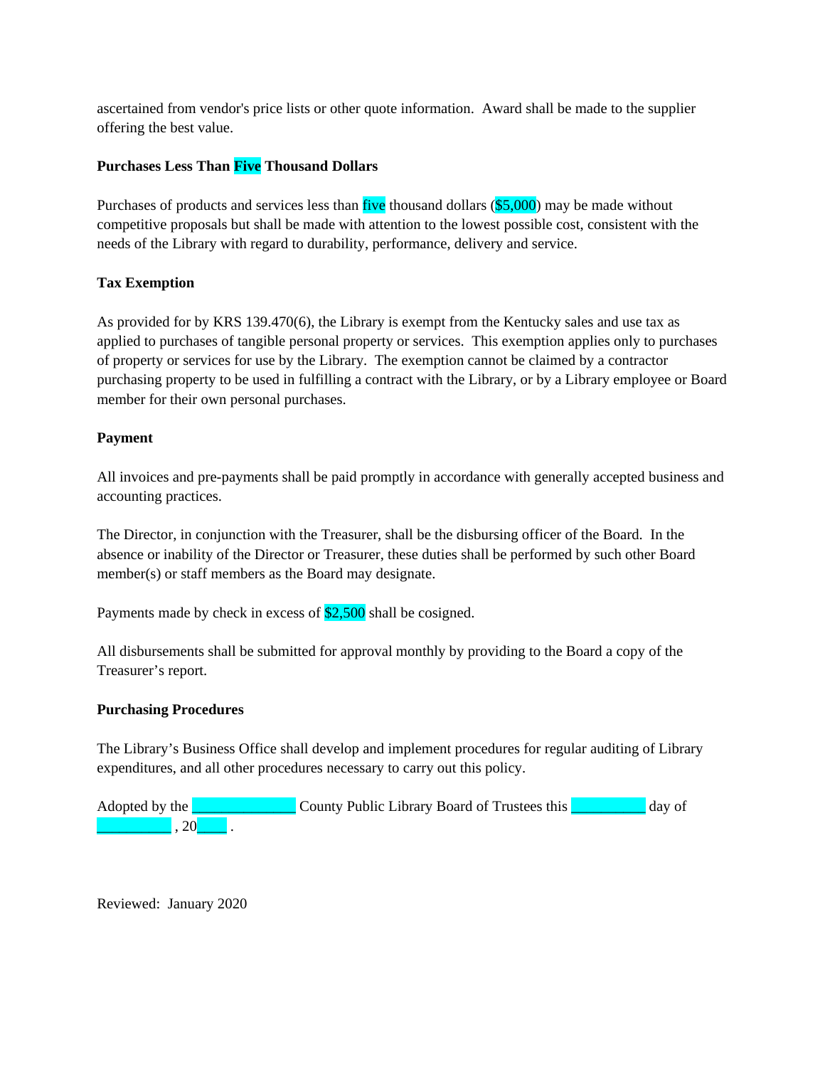ascertained from vendor's price lists or other quote information. Award shall be made to the supplier offering the best value.

**Purchases Less Than Five Thousand Dollars**

Purchases of products and services less than five thousand dollars ($5,000) may be made without competitive proposals but shall be made with attention to the lowest possible cost, consistent with the needs of the Library with regard to durability, performance, delivery and service.

**Tax Exemption**

As provided for by KRS 139.470(6), the Library is exempt from the Kentucky sales and use tax as applied to purchases of tangible personal property or services. This exemption applies only to purchases of property or services for use by the Library. The exemption cannot be claimed by a contractor purchasing property to be used in fulfilling a contract with the Library, or by a Library employee or Board member for their own personal purchases.

**Payment**

All invoices and pre-payments shall be paid promptly in accordance with generally accepted business and accounting practices.

The Director, in conjunction with the Treasurer, shall be the disbursing officer of the Board. In the absence or inability of the Director or Treasurer, these duties shall be performed by such other Board member(s) or staff members as the Board may designate.

Payments made by check in excess of $2,500 shall be cosigned.

All disbursements shall be submitted for approval monthly by providing to the Board a copy of the Treasurer's report.

**Purchasing Procedures**

The Library's Business Office shall develop and implement procedures for regular auditing of Library expenditures, and all other procedures necessary to carry out this policy.

Adopted by the ______________ County Public Library Board of Trustees this __________ day of __________ , 20____ .

Reviewed: January 2020